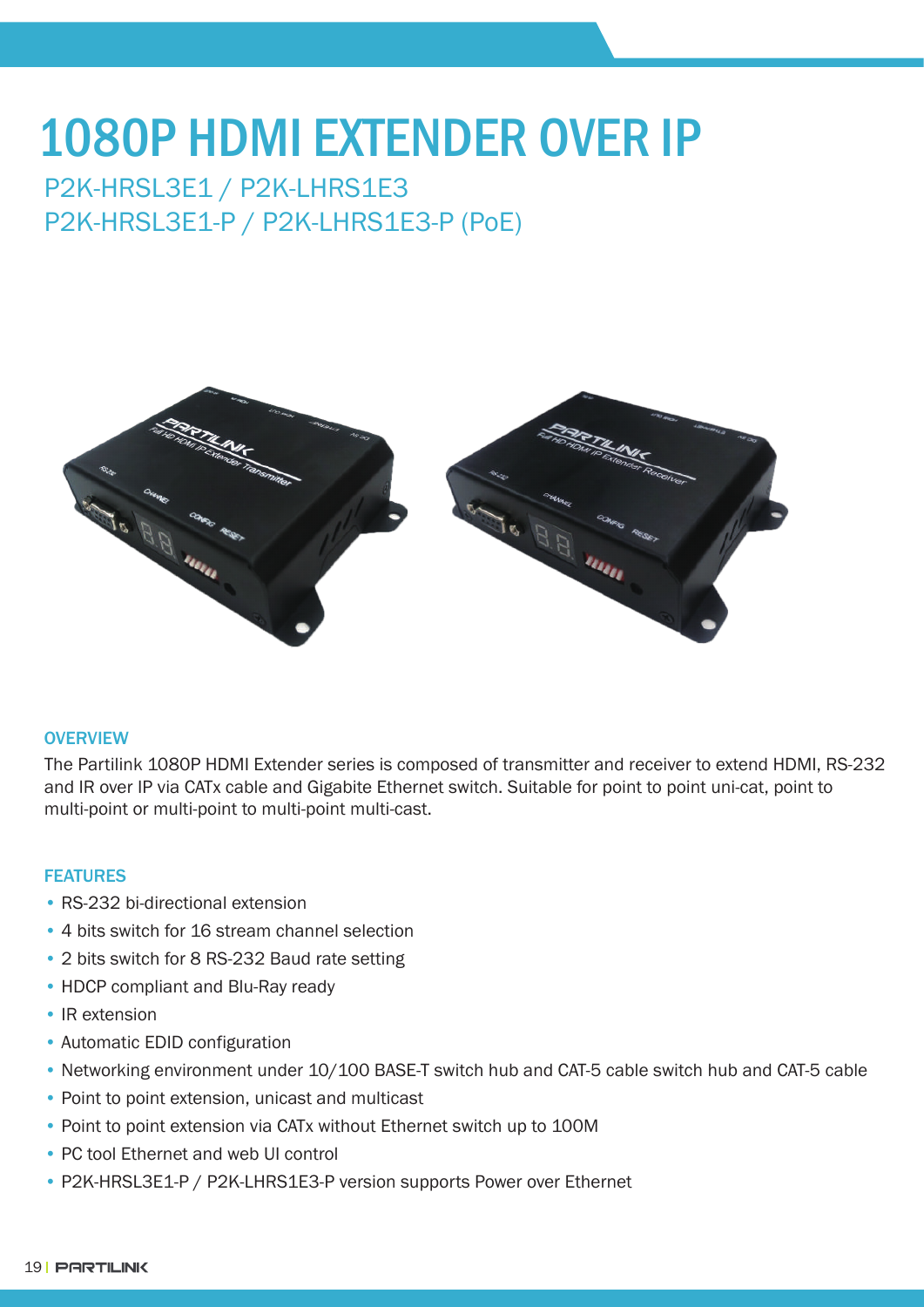# 1080P HDMI EXTENDER OVER IP

## P2K-HRSL3E1 / P2K-LHRS1E3
## P2K-HRSL3E1-P / P2K-LHRS1E3-P (PoE)

### OVERVIEW

The Partilink 1080P HDMI Extender series is composed of transmitter and receiver to extend HDMI, RS-232 and IR over IP via CATx cable and Gigabite Ethernet switch. Suitable for point to point uni-cat, point to multi-point or multi-point to multi-point multi-cast.

### FEATURES

- RS-232 bi-directional extension
- 4 bits switch for 16 stream channel selection
- 2 bits switch for 8 RS-232 Baud rate setting
- HDCP compliant and Blu-Ray ready
- IR extension
- Automatic EDID configuration
- Networking environment under 10/100 BASE-T switch hub and CAT-5 cable switch hub and CAT-5 cable
- Point to point extension, unicast and multicast
- Point to point extension via CATx without Ethernet switch up to 100M
- PC tool Ethernet and web UI control
- P2K-HRSL3E1-P / P2K-LHRS1E3-P version supports Power over Ethernet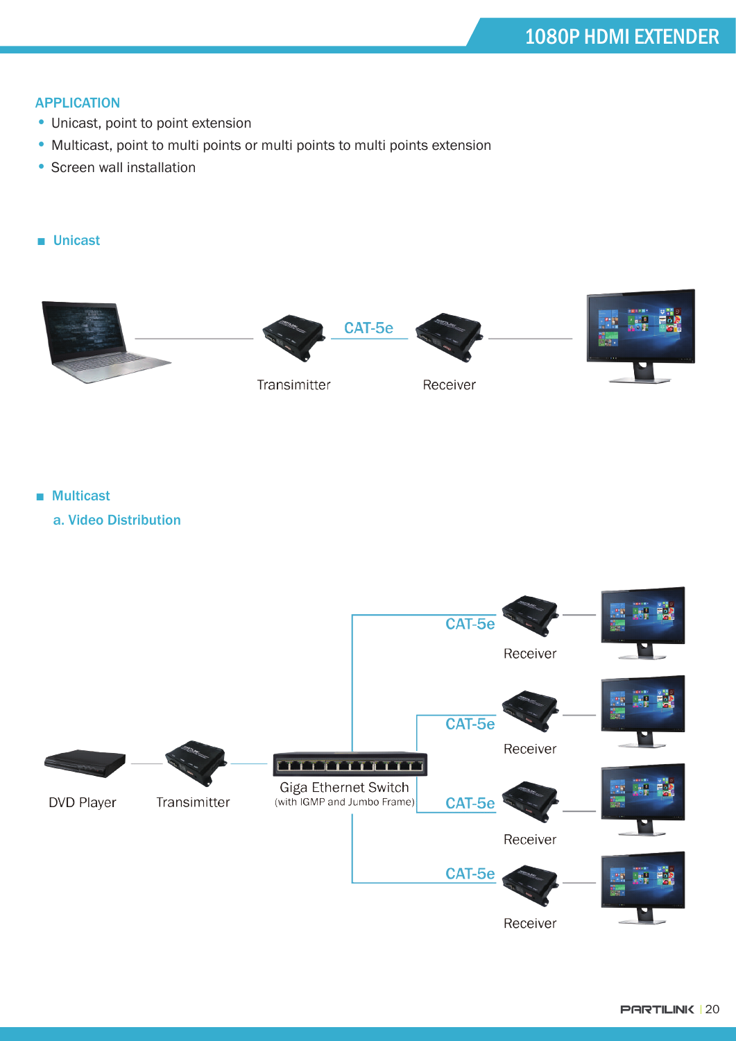## APPLICATION

- Unicast, point to point extension
- Multicast, point to multi points or multi points to multi points extension
- Screen wall installation

### Unicast

CAT-5e

Transimitter

Receiver

### Multicast

#### a. Video Distribution

DVD Player

Transimitter

Giga Ethernet Switch
(with IGMP and Jumbo Frame)

CAT-5e

Receiver

CAT-5e

Receiver

CAT-5e

Receiver

CAT-5e

Receiver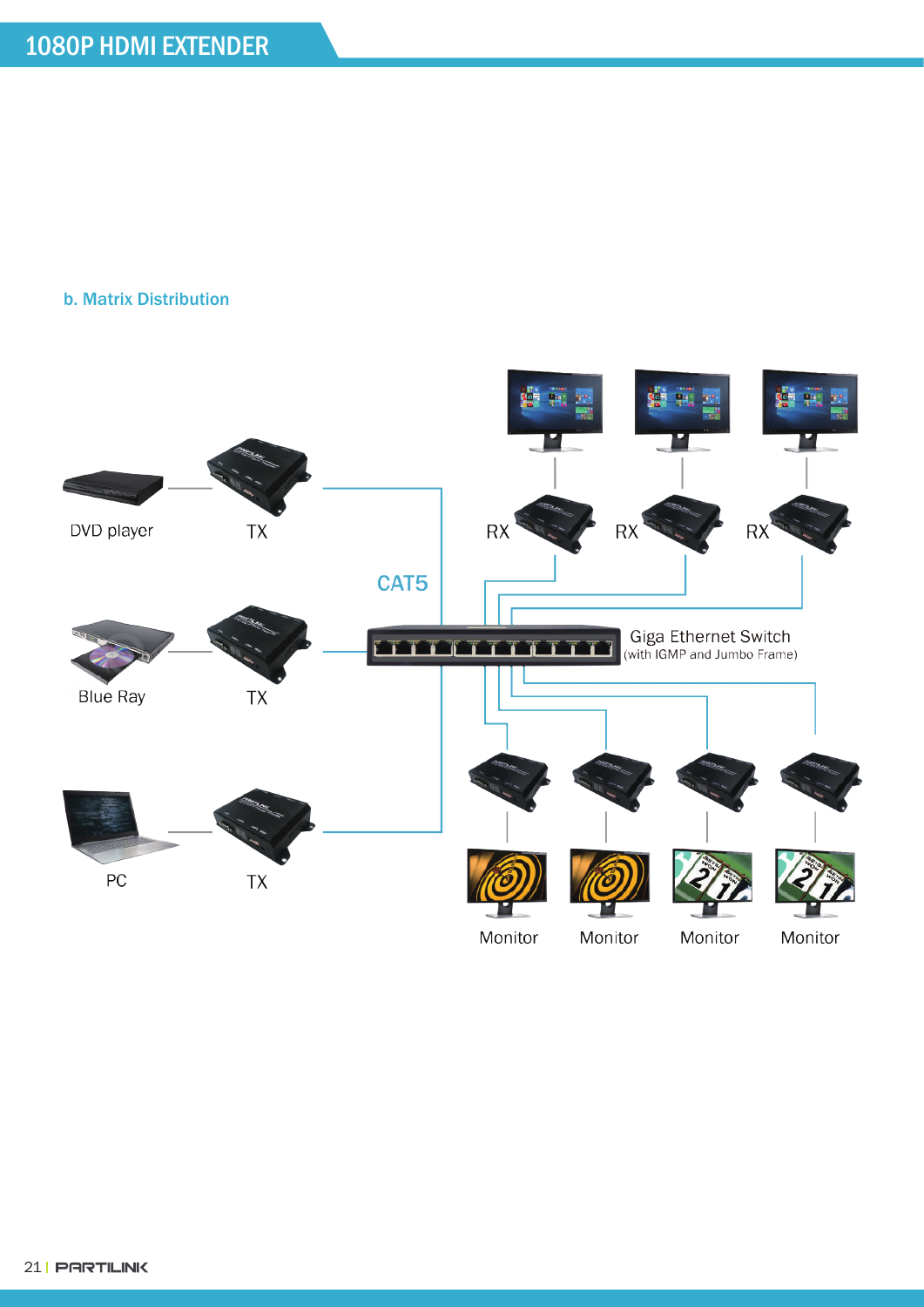## b. Matrix Distribution

DVD player

TX

Blue Ray

TX

PC

TX

CAT5

RX RX RX

Giga Ethernet Switch
(with IGMP and Jumbo Frame)

Monitor Monitor Monitor Monitor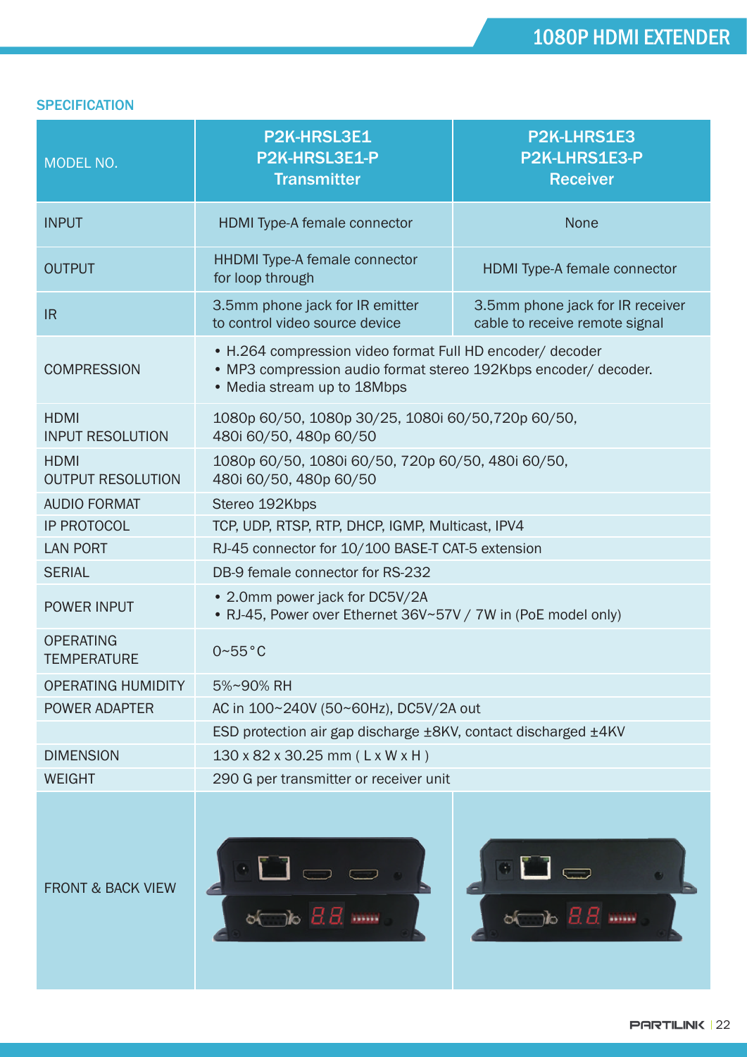# 1080P HDMI EXTENDER

## SPECIFICATION

| MODEL NO. | P2K-HRSL3E1<br>P2K-HRSL3E1-P<br>**Transmitter** | P2K-LHRS1E3<br>P2K-LHRS1E3-P<br>**Receiver** |
|---|---|---|
| INPUT | HDMI Type-A female connector | None |
| OUTPUT | HHDMI Type-A female connector for loop through | HDMI Type-A female connector |
| IR | 3.5mm phone jack for IR emitter to control video source device | 3.5mm phone jack for IR receiver cable to receive remote signal |
| COMPRESSION | • H.264 compression video format Full HD encoder/ decoder<br>• MP3 compression audio format stereo 192Kbps encoder/ decoder.<br>• Media stream up to 18Mbps | |
| HDMI INPUT RESOLUTION | 1080p 60/50, 1080p 30/25, 1080i 60/50,720p 60/50, 480i 60/50, 480p 60/50 | |
| HDMI OUTPUT RESOLUTION | 1080p 60/50, 1080i 60/50, 720p 60/50, 480i 60/50, 480i 60/50, 480p 60/50 | |
| AUDIO FORMAT | Stereo 192Kbps | |
| IP PROTOCOL | TCP, UDP, RTSP, RTP, DHCP, IGMP, Multicast, IPV4 | |
| LAN PORT | RJ-45 connector for 10/100 BASE-T CAT-5 extension | |
| SERIAL | DB-9 female connector for RS-232 | |
| POWER INPUT | • 2.0mm power jack for DC5V/2A<br>• RJ-45, Power over Ethernet 36V~57V / 7W in (PoE model only) | |
| OPERATING TEMPERATURE | 0~55°C | |
| OPERATING HUMIDITY | 5%~90% RH | |
| POWER ADAPTER | AC in 100~240V (50~60Hz), DC5V/2A out | |
| | ESD protection air gap discharge ±8KV, contact discharged ±4KV | |
| DIMENSION | 130 x 82 x 30.25 mm ( L x W x H ) | |
| WEIGHT | 290 G per transmitter or receiver unit | |
| FRONT & BACK VIEW | | |